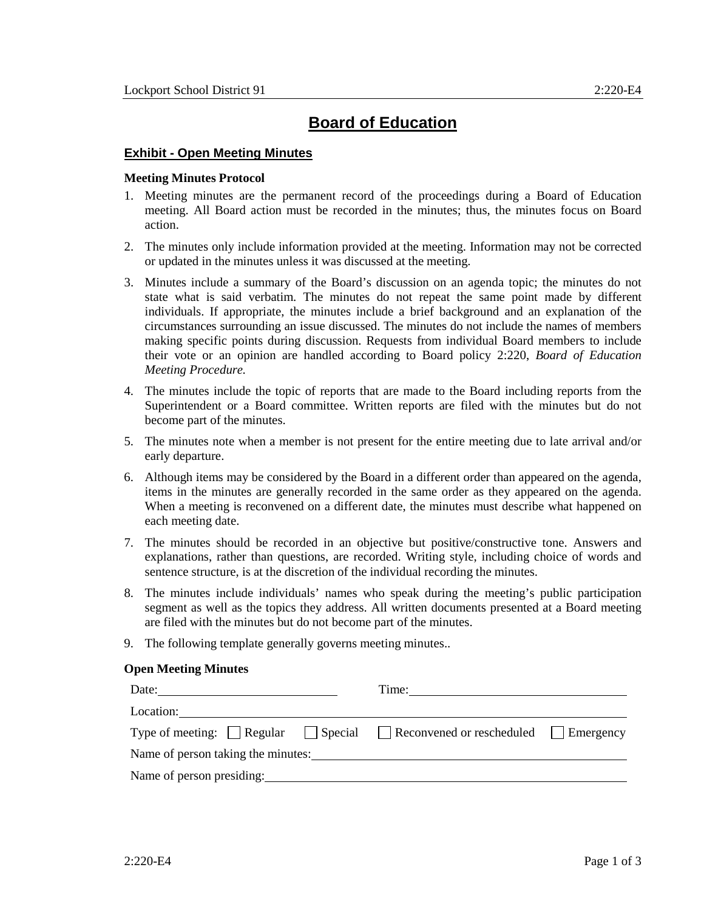# Board of Education

## Exhibit - Open Meeting Minutes

### Meeting Minutes Protocol

1. Meeting minutes are the permanent record of the proceedings during a Board of Education meeting. All Board action must be recorded in the minutes; thus, the minutes focus on Board action.
2. The minutes only include information provided at the meeting. Information may not be corrected or updated in the minutes unless it was discussed at the meeting.
3. Minutes include a summary of the Board's discussion on an agenda topic; the minutes do not state what is said verbatim. The minutes do not repeat the same point made by different individuals. If appropriate, the minutes include a brief background and an explanation of the circumstances surrounding an issue discussed. The minutes do not include the names of members making specific points during discussion. Requests from individual Board members to include their vote or an opinion are handled according to Board policy 2:220, *Board of Education Meeting Procedure.*
4. The minutes include the topic of reports that are made to the Board including reports from the Superintendent or a Board committee. Written reports are filed with the minutes but do not become part of the minutes.
5. The minutes note when a member is not present for the entire meeting due to late arrival and/or early departure.
6. Although items may be considered by the Board in a different order than appeared on the agenda, items in the minutes are generally recorded in the same order as they appeared on the agenda. When a meeting is reconvened on a different date, the minutes must describe what happened on each meeting date.
7. The minutes should be recorded in an objective but positive/constructive tone. Answers and explanations, rather than questions, are recorded. Writing style, including choice of words and sentence structure, is at the discretion of the individual recording the minutes.
8. The minutes include individuals' names who speak during the meeting's public participation segment as well as the topics they address. All written documents presented at a Board meeting are filed with the minutes but do not become part of the minutes.
9. The following template generally governs meeting minutes..

### Open Meeting Minutes

Date:\_\_\_\_\_\_\_\_\_\_\_\_\_\_\_\_\_\_\_\_ Time:\_\_\_\_\_\_\_\_\_\_\_\_\_\_\_\_\_\_\_\_

Location:\_\_\_\_\_\_\_\_\_\_\_\_\_\_\_\_\_\_\_\_\_\_\_\_\_\_\_\_\_\_\_\_\_\_\_\_\_\_\_\_

Type of meeting: ☐ Regular ☐ Special ☐ Reconvened or rescheduled ☐ Emergency

Name of person taking the minutes:\_\_\_\_\_\_\_\_\_\_\_\_\_\_\_\_\_\_\_\_\_\_\_\_\_\_\_\_\_\_

Name of person presiding:\_\_\_\_\_\_\_\_\_\_\_\_\_\_\_\_\_\_\_\_\_\_\_\_\_\_\_\_\_\_\_\_\_\_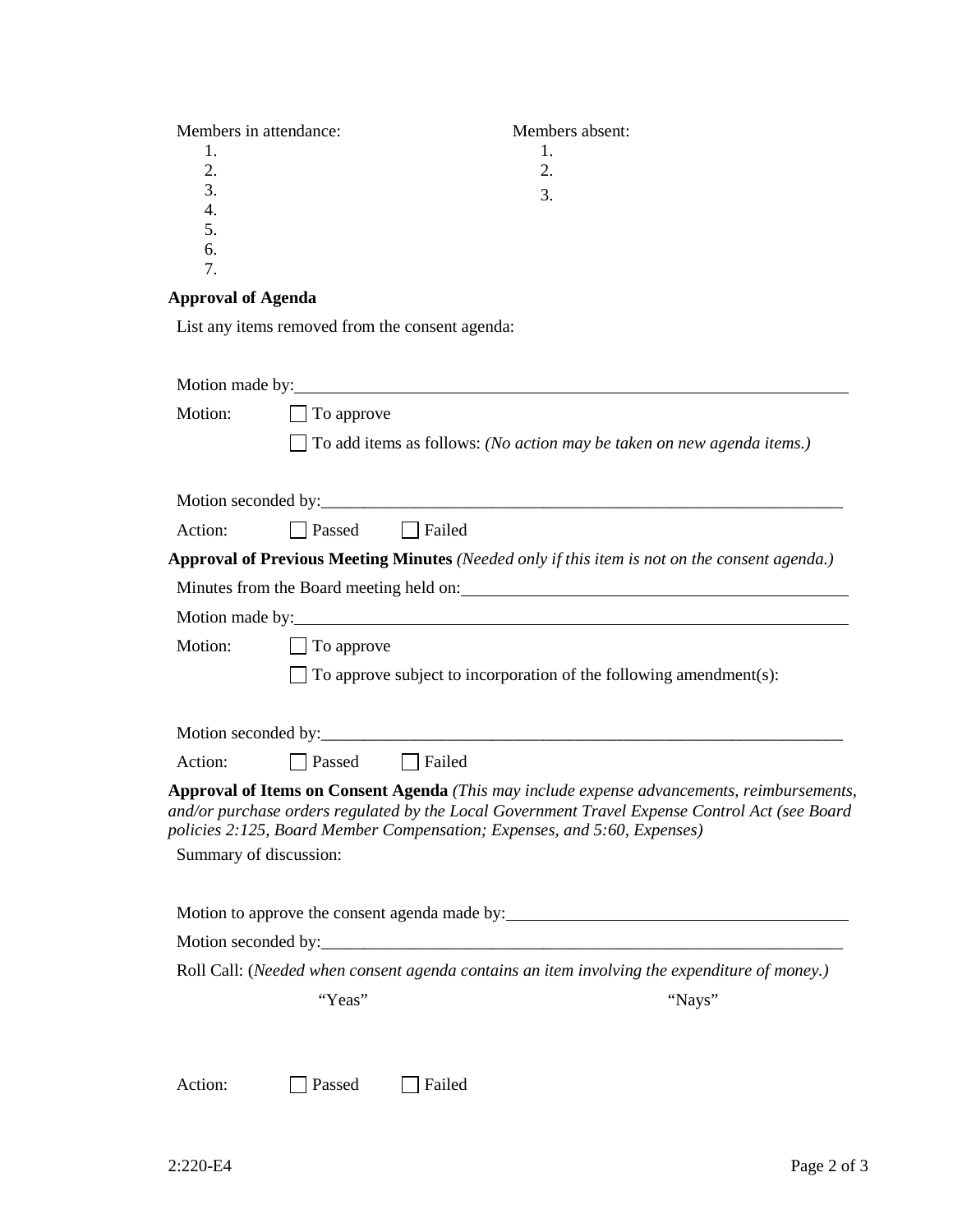Members in attendance:

1.
2.
3.
4.
5.
6.
7.

Members absent:

1.
2.
3.

**Approval of Agenda**

List any items removed from the consent agenda:

Motion made by:\_\_\_\_\_\_\_\_\_\_\_\_\_\_\_\_\_\_\_\_\_\_\_\_\_\_\_\_\_\_\_\_\_\_\_\_\_\_\_\_\_\_\_\_\_\_\_\_\_\_\_\_\_\_\_\_\_\_\_\_

Motion: ☐ To approve

☐ To add items as follows: *(No action may be taken on new agenda items.)*

Motion seconded by:\_\_\_\_\_\_\_\_\_\_\_\_\_\_\_\_\_\_\_\_\_\_\_\_\_\_\_\_\_\_\_\_\_\_\_\_\_\_\_\_\_\_\_\_\_\_\_\_\_\_\_\_\_\_\_\_\_\_\_\_

Action: ☐ Passed ☐ Failed

**Approval of Previous Meeting Minutes** *(Needed only if this item is not on the consent agenda.)*

Minutes from the Board meeting held on:\_\_\_\_\_\_\_\_\_\_\_\_\_\_\_\_\_\_\_\_\_\_\_\_\_\_\_\_\_\_\_\_\_\_\_\_\_\_\_\_\_\_

Motion made by:\_\_\_\_\_\_\_\_\_\_\_\_\_\_\_\_\_\_\_\_\_\_\_\_\_\_\_\_\_\_\_\_\_\_\_\_\_\_\_\_\_\_\_\_\_\_\_\_\_\_\_\_\_\_\_\_\_\_\_\_

Motion: ☐ To approve

☐ To approve subject to incorporation of the following amendment(s):

Motion seconded by:\_\_\_\_\_\_\_\_\_\_\_\_\_\_\_\_\_\_\_\_\_\_\_\_\_\_\_\_\_\_\_\_\_\_\_\_\_\_\_\_\_\_\_\_\_\_\_\_\_\_\_\_\_\_\_\_\_\_\_\_

Action: ☐ Passed ☐ Failed

**Approval of Items on Consent Agenda** *(This may include expense advancements, reimbursements, and/or purchase orders regulated by the Local Government Travel Expense Control Act (see Board policies 2:125, Board Member Compensation; Expenses, and 5:60, Expenses)*

Summary of discussion:

Motion to approve the consent agenda made by:\_\_\_\_\_\_\_\_\_\_\_\_\_\_\_\_\_\_\_\_\_\_\_\_\_\_\_\_\_\_\_\_\_\_\_\_\_\_\_

Motion seconded by:\_\_\_\_\_\_\_\_\_\_\_\_\_\_\_\_\_\_\_\_\_\_\_\_\_\_\_\_\_\_\_\_\_\_\_\_\_\_\_\_\_\_\_\_\_\_\_\_\_\_\_\_\_\_\_\_\_\_\_\_

Roll Call: (*Needed when consent agenda contains an item involving the expenditure of money.)*

| "Yeas" | "Nays" |
|---|---|
| | |

Action: ☐ Passed ☐ Failed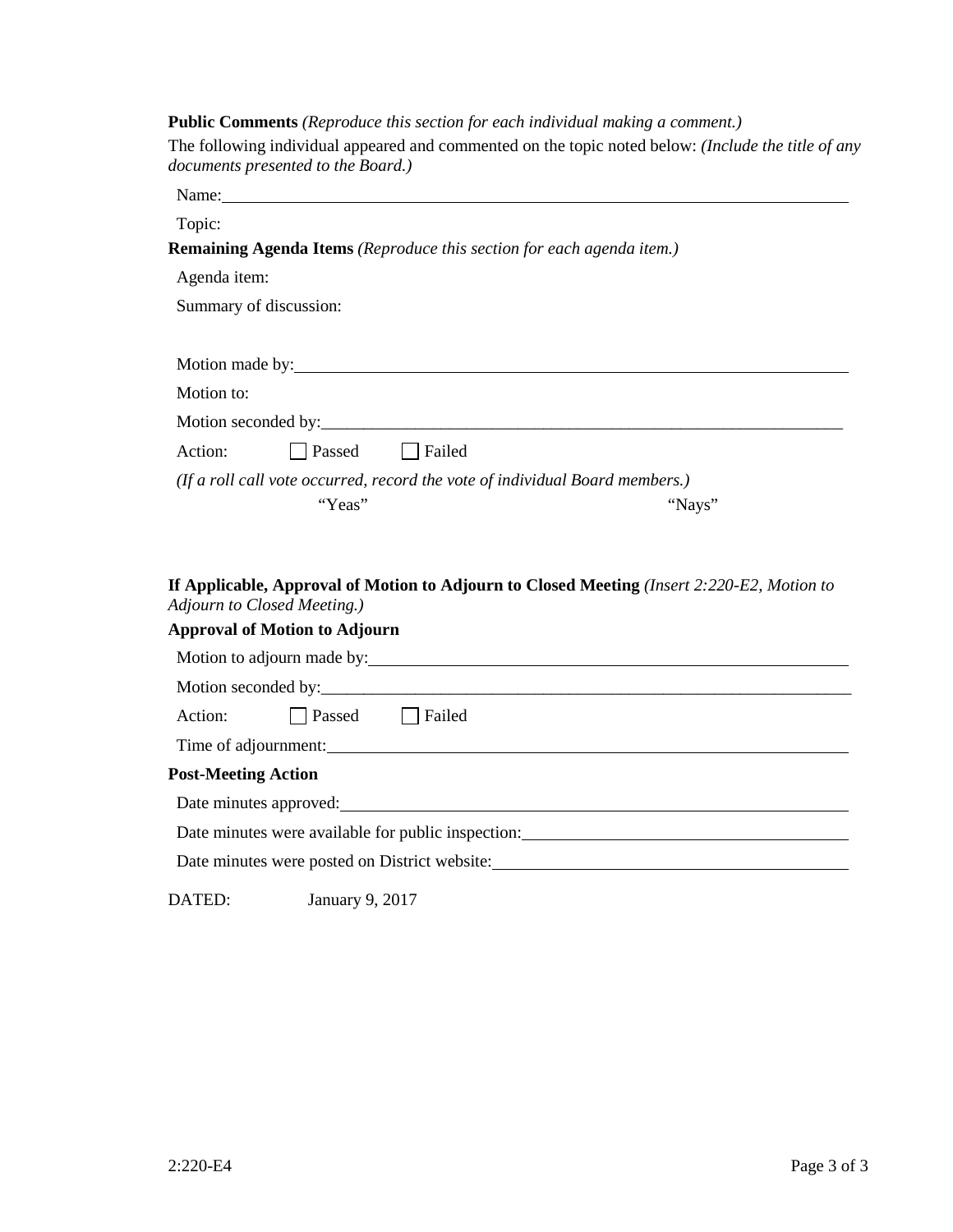**Public Comments** *(Reproduce this section for each individual making a comment.)*

The following individual appeared and commented on the topic noted below: *(Include the title of any documents presented to the Board.)*

Name:\_\_\_\_\_\_\_\_\_\_\_\_\_\_\_\_\_\_\_\_\_\_\_\_\_\_\_\_\_\_\_\_\_\_\_\_\_\_\_\_\_\_\_\_\_\_\_\_\_\_\_\_\_\_\_\_\_\_\_\_\_\_\_\_\_\_

Topic:

**Remaining Agenda Items** *(Reproduce this section for each agenda item.)*

Agenda item:

Summary of discussion:

Motion made by:\_\_\_\_\_\_\_\_\_\_\_\_\_\_\_\_\_\_\_\_\_\_\_\_\_\_\_\_\_\_\_\_\_\_\_\_\_\_\_\_\_\_\_\_\_\_\_\_\_\_\_\_\_\_\_\_\_\_\_

Motion to:

Motion seconded by:\_\_\_\_\_\_\_\_\_\_\_\_\_\_\_\_\_\_\_\_\_\_\_\_\_\_\_\_\_\_\_\_\_\_\_\_\_\_\_\_\_\_\_\_\_\_\_\_\_\_\_\_\_\_\_\_\_

Action: ☐ Passed ☐ Failed

*(If a roll call vote occurred, record the vote of individual Board members.)*

"Yeas" "Nays"

**If Applicable, Approval of Motion to Adjourn to Closed Meeting** *(Insert 2:220-E2, Motion to Adjourn to Closed Meeting.)*

**Approval of Motion to Adjourn**

Motion to adjourn made by:\_\_\_\_\_\_\_\_\_\_\_\_\_\_\_\_\_\_\_\_\_\_\_\_\_\_\_\_\_\_\_\_\_\_\_\_\_\_\_\_\_\_\_\_\_\_\_\_\_\_

Motion seconded by:\_\_\_\_\_\_\_\_\_\_\_\_\_\_\_\_\_\_\_\_\_\_\_\_\_\_\_\_\_\_\_\_\_\_\_\_\_\_\_\_\_\_\_\_\_\_\_\_\_\_\_\_\_\_\_\_\_

Action: ☐ Passed ☐ Failed

Time of adjournment:\_\_\_\_\_\_\_\_\_\_\_\_\_\_\_\_\_\_\_\_\_\_\_\_\_\_\_\_\_\_\_\_\_\_\_\_\_\_\_\_\_\_\_\_\_\_\_\_\_\_\_\_\_\_\_\_

**Post-Meeting Action**

Date minutes approved:\_\_\_\_\_\_\_\_\_\_\_\_\_\_\_\_\_\_\_\_\_\_\_\_\_\_\_\_\_\_\_\_\_\_\_\_\_\_\_\_\_\_\_\_\_\_\_\_\_\_\_\_\_

Date minutes were available for public inspection:\_\_\_\_\_\_\_\_\_\_\_\_\_\_\_\_\_\_\_\_\_\_\_\_\_\_\_\_\_\_\_\_

Date minutes were posted on District website:\_\_\_\_\_\_\_\_\_\_\_\_\_\_\_\_\_\_\_\_\_\_\_\_\_\_\_\_\_\_\_\_\_\_\_\_

DATED: January 9, 2017